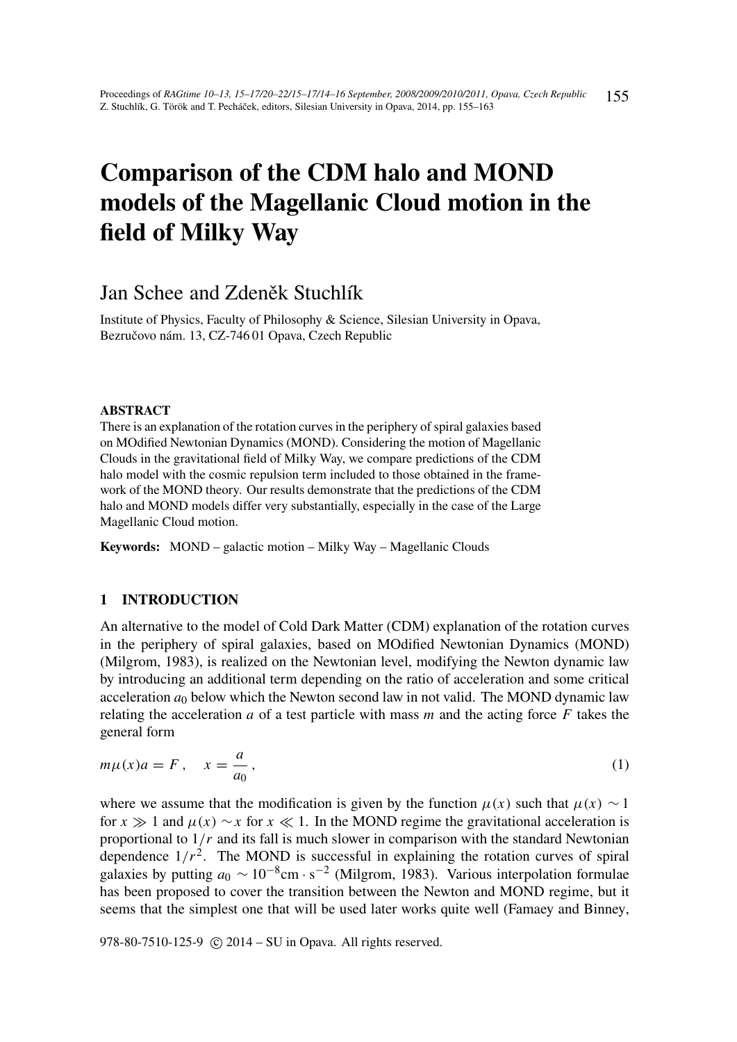# Comparison of the CDM halo and MOND models of the Magellanic Cloud motion in the field of Milky Way

Jan Schee and Zdeněk Stuchlík

Institute of Physics, Faculty of Philosophy & Science, Silesian University in Opava, Bezručovo nám. 13, CZ-746 01 Opava, Czech Republic

### ABSTRACT

There is an explanation of the rotation curves in the periphery of spiral galaxies based on MOdified Newtonian Dynamics (MOND). Considering the motion of Magellanic Clouds in the gravitational field of Milky Way, we compare predictions of the CDM halo model with the cosmic repulsion term included to those obtained in the framework of the MOND theory. Our results demonstrate that the predictions of the CDM halo and MOND models differ very substantially, especially in the case of the Large Magellanic Cloud motion.

**Keywords:** MOND – galactic motion – Milky Way – Magellanic Clouds

## 1 INTRODUCTION

An alternative to the model of Cold Dark Matter (CDM) explanation of the rotation curves in the periphery of spiral galaxies, based on MOdified Newtonian Dynamics (MOND) (Milgrom, 1983), is realized on the Newtonian level, modifying the Newton dynamic law by introducing an additional term depending on the ratio of acceleration and some critical acceleration $a_0$ below which the Newton second law in not valid. The MOND dynamic law relating the acceleration $a$ of a test particle with mass $m$ and the acting force $F$ takes the general form

$$m\mu(x)a = F\,, \quad x = \frac{a}{a_0}\,, \tag{1}$$

where we assume that the modification is given by the function $\mu(x)$ such that $\mu(x) \sim 1$ for $x \gg 1$ and $\mu(x) \sim x$ for $x \ll 1$. In the MOND regime the gravitational acceleration is proportional to $1/r$ and its fall is much slower in comparison with the standard Newtonian dependence $1/r^2$. The MOND is successful in explaining the rotation curves of spiral galaxies by putting $a_0 \sim 10^{-8}\text{cm} \cdot \text{s}^{-2}$ (Milgrom, 1983). Various interpolation formulae has been proposed to cover the transition between the Newton and MOND regime, but it seems that the simplest one that will be used later works quite well (Famaey and Binney,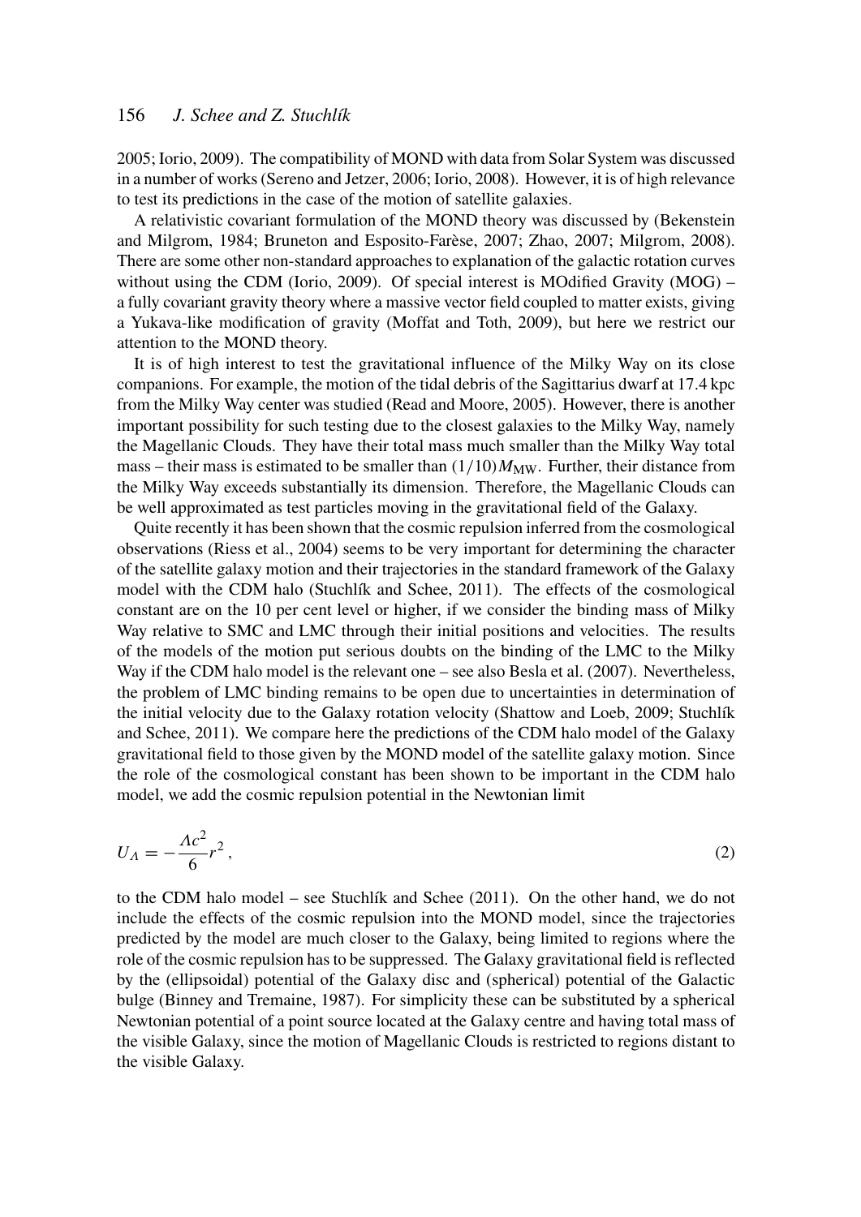2005; Iorio, 2009). The compatibility of MOND with data from Solar System was discussed in a number of works (Sereno and Jetzer, 2006; Iorio, 2008). However, it is of high relevance to test its predictions in the case of the motion of satellite galaxies.

A relativistic covariant formulation of the MOND theory was discussed by (Bekenstein and Milgrom, 1984; Bruneton and Esposito-Farèse, 2007; Zhao, 2007; Milgrom, 2008). There are some other non-standard approaches to explanation of the galactic rotation curves without using the CDM (Iorio, 2009). Of special interest is MOdified Gravity (MOG) – a fully covariant gravity theory where a massive vector field coupled to matter exists, giving a Yukava-like modification of gravity (Moffat and Toth, 2009), but here we restrict our attention to the MOND theory.

It is of high interest to test the gravitational influence of the Milky Way on its close companions. For example, the motion of the tidal debris of the Sagittarius dwarf at 17.4 kpc from the Milky Way center was studied (Read and Moore, 2005). However, there is another important possibility for such testing due to the closest galaxies to the Milky Way, namely the Magellanic Clouds. They have their total mass much smaller than the Milky Way total mass – their mass is estimated to be smaller than $(1/10)M_{\mathrm{MW}}$. Further, their distance from the Milky Way exceeds substantially its dimension. Therefore, the Magellanic Clouds can be well approximated as test particles moving in the gravitational field of the Galaxy.

Quite recently it has been shown that the cosmic repulsion inferred from the cosmological observations (Riess et al., 2004) seems to be very important for determining the character of the satellite galaxy motion and their trajectories in the standard framework of the Galaxy model with the CDM halo (Stuchlík and Schee, 2011). The effects of the cosmological constant are on the 10 per cent level or higher, if we consider the binding mass of Milky Way relative to SMC and LMC through their initial positions and velocities. The results of the models of the motion put serious doubts on the binding of the LMC to the Milky Way if the CDM halo model is the relevant one – see also Besla et al. (2007). Nevertheless, the problem of LMC binding remains to be open due to uncertainties in determination of the initial velocity due to the Galaxy rotation velocity (Shattow and Loeb, 2009; Stuchlík and Schee, 2011). We compare here the predictions of the CDM halo model of the Galaxy gravitational field to those given by the MOND model of the satellite galaxy motion. Since the role of the cosmological constant has been shown to be important in the CDM halo model, we add the cosmic repulsion potential in the Newtonian limit

$$U_{\Lambda} = -\frac{\Lambda c^2}{6} r^2 \,, \tag{2}$$

to the CDM halo model – see Stuchlík and Schee (2011). On the other hand, we do not include the effects of the cosmic repulsion into the MOND model, since the trajectories predicted by the model are much closer to the Galaxy, being limited to regions where the role of the cosmic repulsion has to be suppressed. The Galaxy gravitational field is reflected by the (ellipsoidal) potential of the Galaxy disc and (spherical) potential of the Galactic bulge (Binney and Tremaine, 1987). For simplicity these can be substituted by a spherical Newtonian potential of a point source located at the Galaxy centre and having total mass of the visible Galaxy, since the motion of Magellanic Clouds is restricted to regions distant to the visible Galaxy.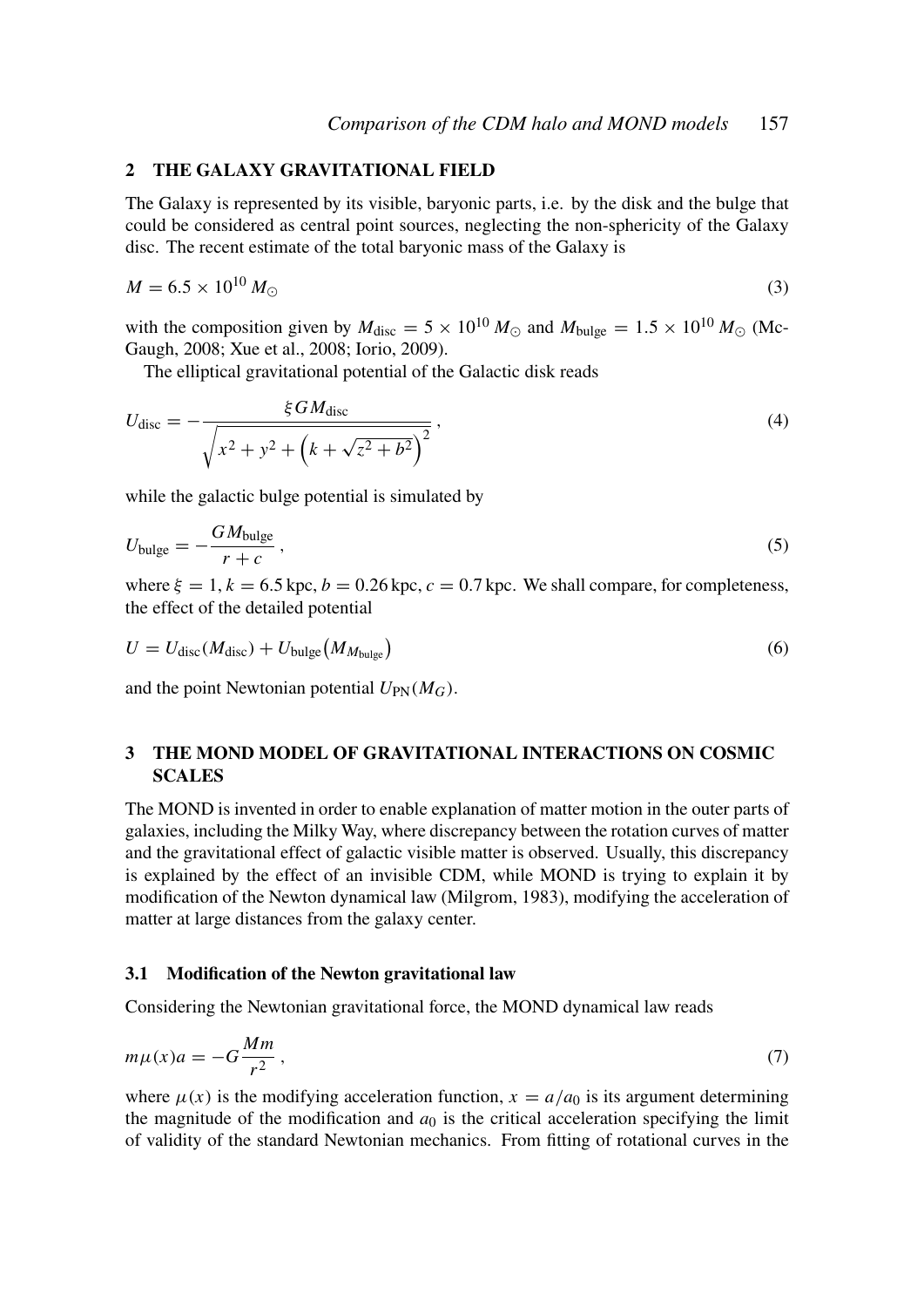## 2 THE GALAXY GRAVITATIONAL FIELD

The Galaxy is represented by its visible, baryonic parts, i.e. by the disk and the bulge that could be considered as central point sources, neglecting the non-sphericity of the Galaxy disc. The recent estimate of the total baryonic mass of the Galaxy is

$$M = 6.5 \times 10^{10}\, M_{\odot} \tag{3}$$

with the composition given by $M_{\mathrm{disc}} = 5 \times 10^{10}\, M_{\odot}$ and $M_{\mathrm{bulge}} = 1.5 \times 10^{10}\, M_{\odot}$ (McGaugh, 2008; Xue et al., 2008; Iorio, 2009).

The elliptical gravitational potential of the Galactic disk reads

$$U_{\mathrm{disc}} = -\frac{\xi G M_{\mathrm{disc}}}{\sqrt{x^2 + y^2 + \left(k + \sqrt{z^2 + b^2}\right)^2}}\,, \tag{4}$$

while the galactic bulge potential is simulated by

$$U_{\mathrm{bulge}} = -\frac{G M_{\mathrm{bulge}}}{r + c}\,, \tag{5}$$

where $\xi = 1$, $k = 6.5\,\mathrm{kpc}$, $b = 0.26\,\mathrm{kpc}$, $c = 0.7\,\mathrm{kpc}$. We shall compare, for completeness, the effect of the detailed potential

$$U = U_{\mathrm{disc}}(M_{\mathrm{disc}}) + U_{\mathrm{bulge}}\big(M_{M_{\mathrm{bulge}}}\big) \tag{6}$$

and the point Newtonian potential $U_{\mathrm{PN}}(M_G)$.

## 3 THE MOND MODEL OF GRAVITATIONAL INTERACTIONS ON COSMIC SCALES

The MOND is invented in order to enable explanation of matter motion in the outer parts of galaxies, including the Milky Way, where discrepancy between the rotation curves of matter and the gravitational effect of galactic visible matter is observed. Usually, this discrepancy is explained by the effect of an invisible CDM, while MOND is trying to explain it by modification of the Newton dynamical law (Milgrom, 1983), modifying the acceleration of matter at large distances from the galaxy center.

### 3.1 Modification of the Newton gravitational law

Considering the Newtonian gravitational force, the MOND dynamical law reads

$$m\mu(x)a = -G\frac{Mm}{r^2}\,, \tag{7}$$

where $\mu(x)$ is the modifying acceleration function, $x = a/a_0$ is its argument determining the magnitude of the modification and $a_0$ is the critical acceleration specifying the limit of validity of the standard Newtonian mechanics. From fitting of rotational curves in the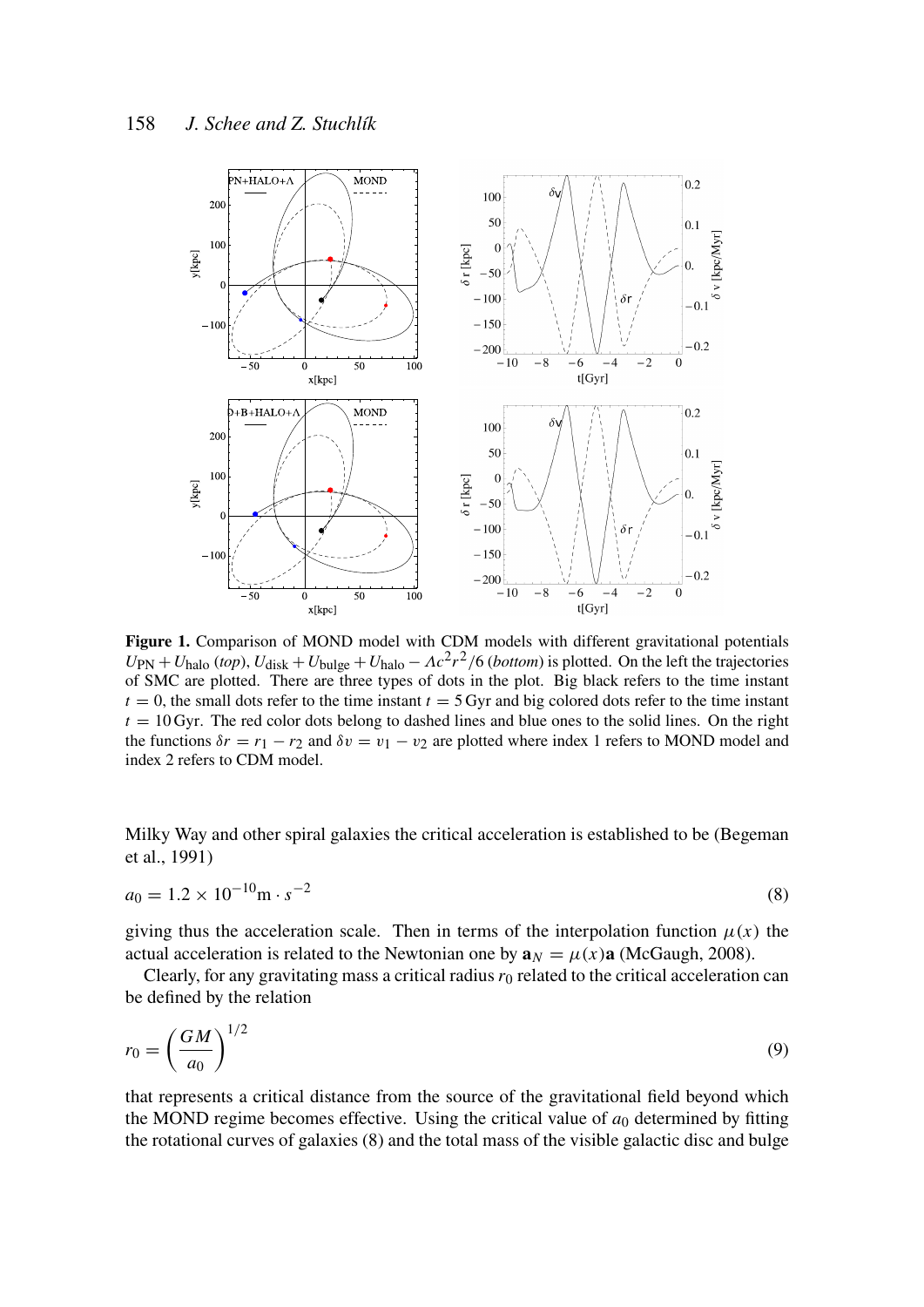PN+HALO+Λ

MOND

200

100

0

−100

y[kpc]

−50 0 50 100

x[kpc]

δv

δr

100

50

0

−50

−100

−150

−200

δ r [kpc]

0.2

0.1

0.

−0.1

−0.2

δ v [kpc/Myr]

−10 −8 −6 −4 −2 0

t[Gyr]

D+B+HALO+Λ

MOND

200

100

0

−100

y[kpc]

−50 0 50 100

x[kpc]

δv

δr

100

50

0

−50

−100

−150

−200

δ r [kpc]

0.2

0.1

0.

−0.1

−0.2

δ v [kpc/Myr]

−10 −8 −6 −4 −2 0

t[Gyr]

**Figure 1.** Comparison of MOND model with CDM models with different gravitational potentials $U_{\mathrm{PN}} + U_{\mathrm{halo}}$ (*top*), $U_{\mathrm{disk}} + U_{\mathrm{bulge}} + U_{\mathrm{halo}} - \Lambda c^2 r^2/6$ (*bottom*) is plotted. On the left the trajectories of SMC are plotted. There are three types of dots in the plot. Big black refers to the time instant $t = 0$, the small dots refer to the time instant $t = 5\,\mathrm{Gyr}$ and big colored dots refer to the time instant $t = 10\,\mathrm{Gyr}$. The red color dots belong to dashed lines and blue ones to the solid lines. On the right the functions $\delta r = r_1 - r_2$ and $\delta v = v_1 - v_2$ are plotted where index 1 refers to MOND model and index 2 refers to CDM model.

Milky Way and other spiral galaxies the critical acceleration is established to be (Begeman et al., 1991)

$$a_0 = 1.2 \times 10^{-10}\mathrm{m} \cdot s^{-2} \tag{8}$$

giving thus the acceleration scale. Then in terms of the interpolation function $\mu(x)$ the actual acceleration is related to the Newtonian one by $\mathbf{a}_N = \mu(x)\mathbf{a}$ (McGaugh, 2008).

Clearly, for any gravitating mass a critical radius $r_0$ related to the critical acceleration can be defined by the relation

$$r_0 = \left(\frac{GM}{a_0}\right)^{1/2} \tag{9}$$

that represents a critical distance from the source of the gravitational field beyond which the MOND regime becomes effective. Using the critical value of $a_0$ determined by fitting the rotational curves of galaxies (8) and the total mass of the visible galactic disc and bulge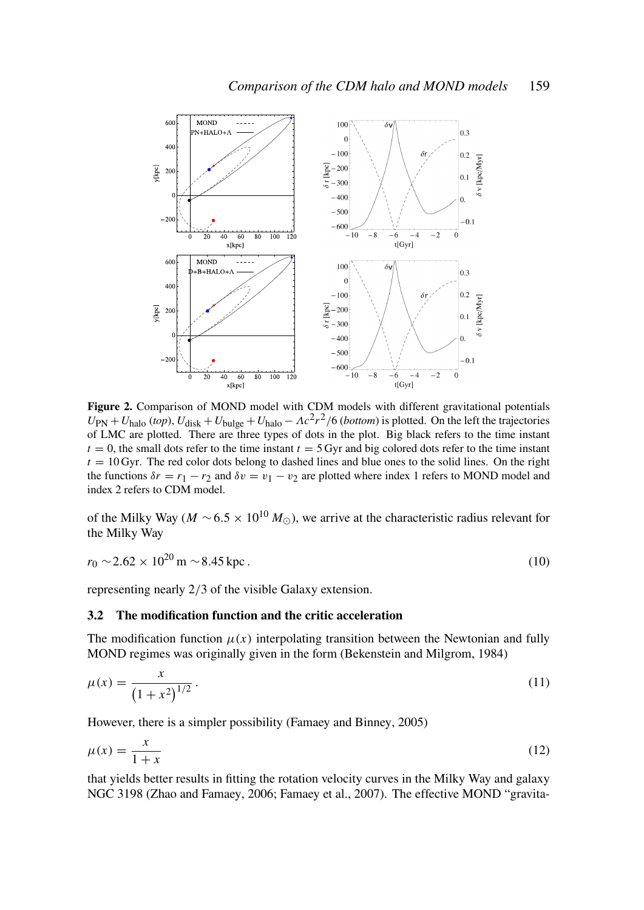MOND

PN+HALO+Λ

y[kpc]

x[kpc]

δv

δr

δ r [kpc]

δ v [kpc/Myr]

t[Gyr]

MOND

D+B+HALO+Λ

y[kpc]

x[kpc]

δv

δr

δ r [kpc]

δ v [kpc/Myr]

t[Gyr]

**Figure 2.** Comparison of MOND model with CDM models with different gravitational potentials $U_{\mathrm{PN}} + U_{\mathrm{halo}}$ (*top*), $U_{\mathrm{disk}} + U_{\mathrm{bulge}} + U_{\mathrm{halo}} - \Lambda c^2 r^2/6$ (*bottom*) is plotted. On the left the trajectories of LMC are plotted. There are three types of dots in the plot. Big black refers to the time instant $t = 0$, the small dots refer to the time instant $t = 5\,\mathrm{Gyr}$ and big colored dots refer to the time instant $t = 10\,\mathrm{Gyr}$. The red color dots belong to dashed lines and blue ones to the solid lines. On the right the functions $\delta r = r_1 - r_2$ and $\delta v = v_1 - v_2$ are plotted where index 1 refers to MOND model and index 2 refers to CDM model.

of the Milky Way ($M \sim 6.5 \times 10^{10}\, M_{\odot}$), we arrive at the characteristic radius relevant for the Milky Way

$$r_0 \sim 2.62 \times 10^{20}\,\mathrm{m} \sim 8.45\,\mathrm{kpc}\,. \tag{10}$$

representing nearly 2/3 of the visible Galaxy extension.

### 3.2 The modification function and the critic acceleration

The modification function $\mu(x)$ interpolating transition between the Newtonian and fully MOND regimes was originally given in the form (Bekenstein and Milgrom, 1984)

$$\mu(x) = \frac{x}{\left(1 + x^2\right)^{1/2}}\,. \tag{11}$$

However, there is a simpler possibility (Famaey and Binney, 2005)

$$\mu(x) = \frac{x}{1 + x} \tag{12}$$

that yields better results in fitting the rotation velocity curves in the Milky Way and galaxy NGC 3198 (Zhao and Famaey, 2006; Famaey et al., 2007). The effective MOND “gravita-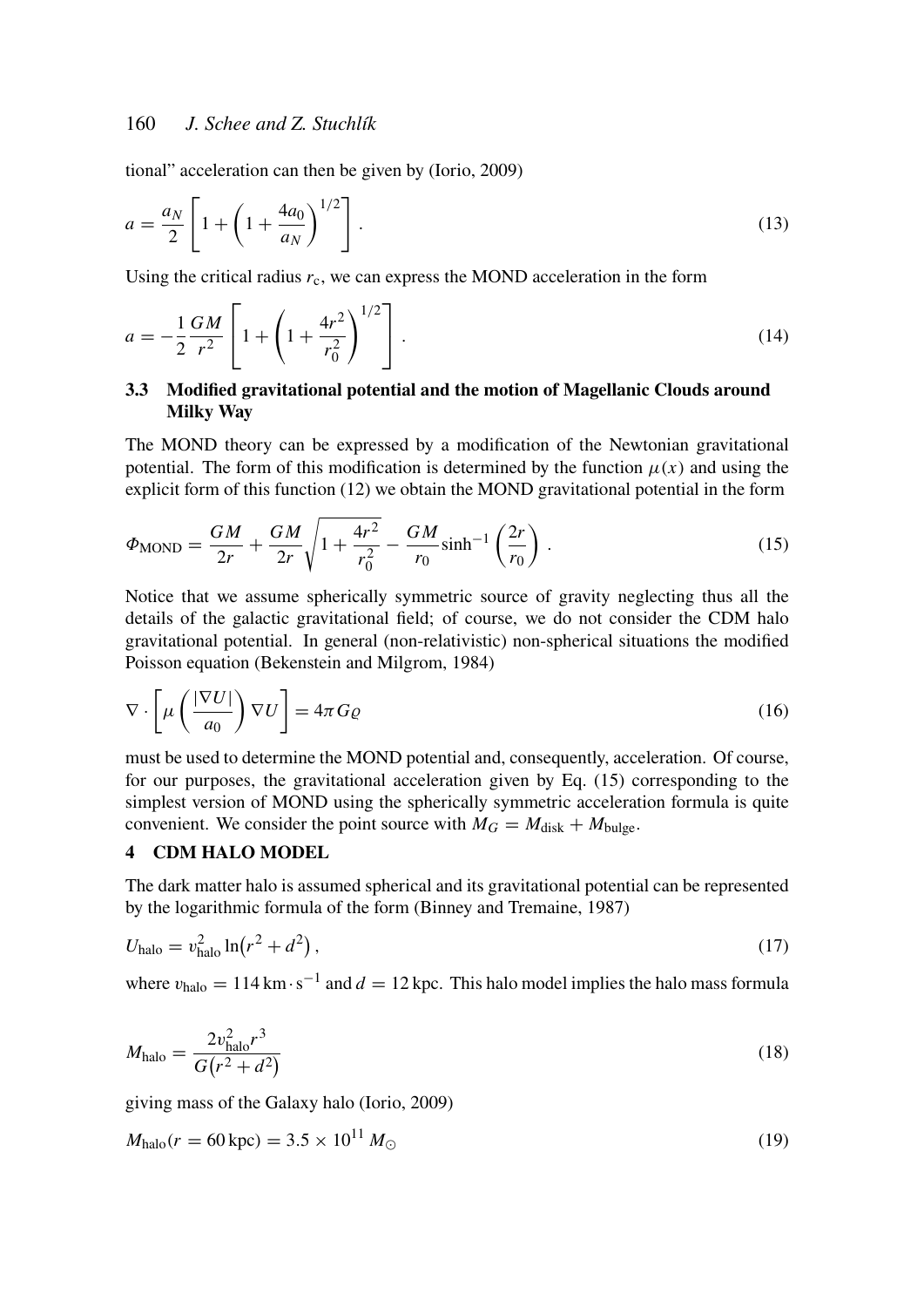tional" acceleration can then be given by (Iorio, 2009)

$$a = \frac{a_N}{2}\left[1 + \left(1 + \frac{4a_0}{a_N}\right)^{1/2}\right]. \tag{13}$$

Using the critical radius $r_c$, we can express the MOND acceleration in the form

$$a = -\frac{1}{2}\frac{GM}{r^2}\left[1 + \left(1 + \frac{4r^2}{r_0^2}\right)^{1/2}\right]. \tag{14}$$

### 3.3 Modified gravitational potential and the motion of Magellanic Clouds around Milky Way

The MOND theory can be expressed by a modification of the Newtonian gravitational potential. The form of this modification is determined by the function $\mu(x)$ and using the explicit form of this function (12) we obtain the MOND gravitational potential in the form

$$\Phi_{\text{MOND}} = \frac{GM}{2r} + \frac{GM}{2r}\sqrt{1 + \frac{4r^2}{r_0^2}} - \frac{GM}{r_0}\sinh^{-1}\left(\frac{2r}{r_0}\right). \tag{15}$$

Notice that we assume spherically symmetric source of gravity neglecting thus all the details of the galactic gravitational field; of course, we do not consider the CDM halo gravitational potential. In general (non-relativistic) non-spherical situations the modified Poisson equation (Bekenstein and Milgrom, 1984)

$$\nabla \cdot \left[\mu\left(\frac{|\nabla U|}{a_0}\right)\nabla U\right] = 4\pi G\varrho \tag{16}$$

must be used to determine the MOND potential and, consequently, acceleration. Of course, for our purposes, the gravitational acceleration given by Eq. (15) corresponding to the simplest version of MOND using the spherically symmetric acceleration formula is quite convenient. We consider the point source with $M_G = M_{\text{disk}} + M_{\text{bulge}}$.

## 4 CDM HALO MODEL

The dark matter halo is assumed spherical and its gravitational potential can be represented by the logarithmic formula of the form (Binney and Tremaine, 1987)

$$U_{\text{halo}} = v_{\text{halo}}^2 \ln\left(r^2 + d^2\right), \tag{17}$$

where $v_{\text{halo}} = 114\,\text{km}\cdot\text{s}^{-1}$ and $d = 12\,\text{kpc}$. This halo model implies the halo mass formula

$$M_{\text{halo}} = \frac{2v_{\text{halo}}^2 r^3}{G\left(r^2 + d^2\right)} \tag{18}$$

giving mass of the Galaxy halo (Iorio, 2009)

$$M_{\text{halo}}(r = 60\,\text{kpc}) = 3.5 \times 10^{11}\,M_{\odot} \tag{19}$$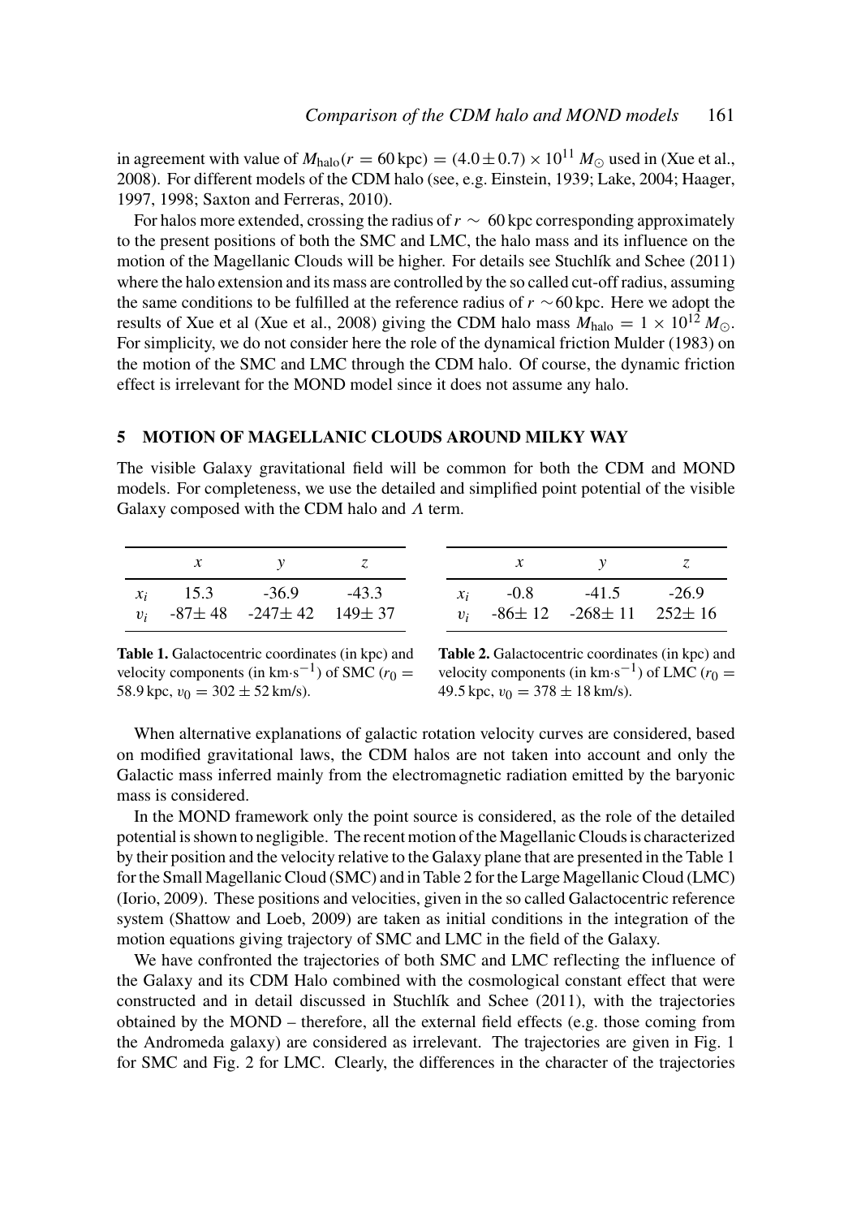in agreement with value of $M_{\rm halo}(r = 60\,{\rm kpc}) = (4.0 \pm 0.7) \times 10^{11}\, M_\odot$ used in (Xue et al., 2008). For different models of the CDM halo (see, e.g. Einstein, 1939; Lake, 2004; Haager, 1997, 1998; Saxton and Ferreras, 2010).

For halos more extended, crossing the radius of $r \sim 60$ kpc corresponding approximately to the present positions of both the SMC and LMC, the halo mass and its influence on the motion of the Magellanic Clouds will be higher. For details see Stuchlík and Schee (2011) where the halo extension and its mass are controlled by the so called cut-off radius, assuming the same conditions to be fulfilled at the reference radius of $r \sim 60$ kpc. Here we adopt the results of Xue et al (Xue et al., 2008) giving the CDM halo mass $M_{\rm halo} = 1 \times 10^{12}\, M_\odot$. For simplicity, we do not consider here the role of the dynamical friction Mulder (1983) on the motion of the SMC and LMC through the CDM halo. Of course, the dynamic friction effect is irrelevant for the MOND model since it does not assume any halo.

## 5 MOTION OF MAGELLANIC CLOUDS AROUND MILKY WAY

The visible Galaxy gravitational field will be common for both the CDM and MOND models. For completeness, we use the detailed and simplified point potential of the visible Galaxy composed with the CDM halo and $\Lambda$ term.

| | $x$ | $y$ | $z$ |
|---|---|---|---|
| $x_i$ | 15.3 | -36.9 | -43.3 |
| $v_i$ | -87± 48 | -247± 42 | 149± 37 |

**Table 1.** Galactocentric coordinates (in kpc) and velocity components (in km$\cdot$s$^{-1}$) of SMC ($r_0 = 58.9$ kpc, $v_0 = 302 \pm 52$ km/s).

| | $x$ | $y$ | $z$ |
|---|---|---|---|
| $x_i$ | -0.8 | -41.5 | -26.9 |
| $v_i$ | -86± 12 | -268± 11 | 252± 16 |

**Table 2.** Galactocentric coordinates (in kpc) and velocity components (in km$\cdot$s$^{-1}$) of LMC ($r_0 = 49.5$ kpc, $v_0 = 378 \pm 18$ km/s).

When alternative explanations of galactic rotation velocity curves are considered, based on modified gravitational laws, the CDM halos are not taken into account and only the Galactic mass inferred mainly from the electromagnetic radiation emitted by the baryonic mass is considered.

In the MOND framework only the point source is considered, as the role of the detailed potential is shown to negligible. The recent motion of the Magellanic Clouds is characterized by their position and the velocity relative to the Galaxy plane that are presented in the Table 1 for the Small Magellanic Cloud (SMC) and in Table 2 for the Large Magellanic Cloud (LMC) (Iorio, 2009). These positions and velocities, given in the so called Galactocentric reference system (Shattow and Loeb, 2009) are taken as initial conditions in the integration of the motion equations giving trajectory of SMC and LMC in the field of the Galaxy.

We have confronted the trajectories of both SMC and LMC reflecting the influence of the Galaxy and its CDM Halo combined with the cosmological constant effect that were constructed and in detail discussed in Stuchlík and Schee (2011), with the trajectories obtained by the MOND – therefore, all the external field effects (e.g. those coming from the Andromeda galaxy) are considered as irrelevant. The trajectories are given in Fig. 1 for SMC and Fig. 2 for LMC. Clearly, the differences in the character of the trajectories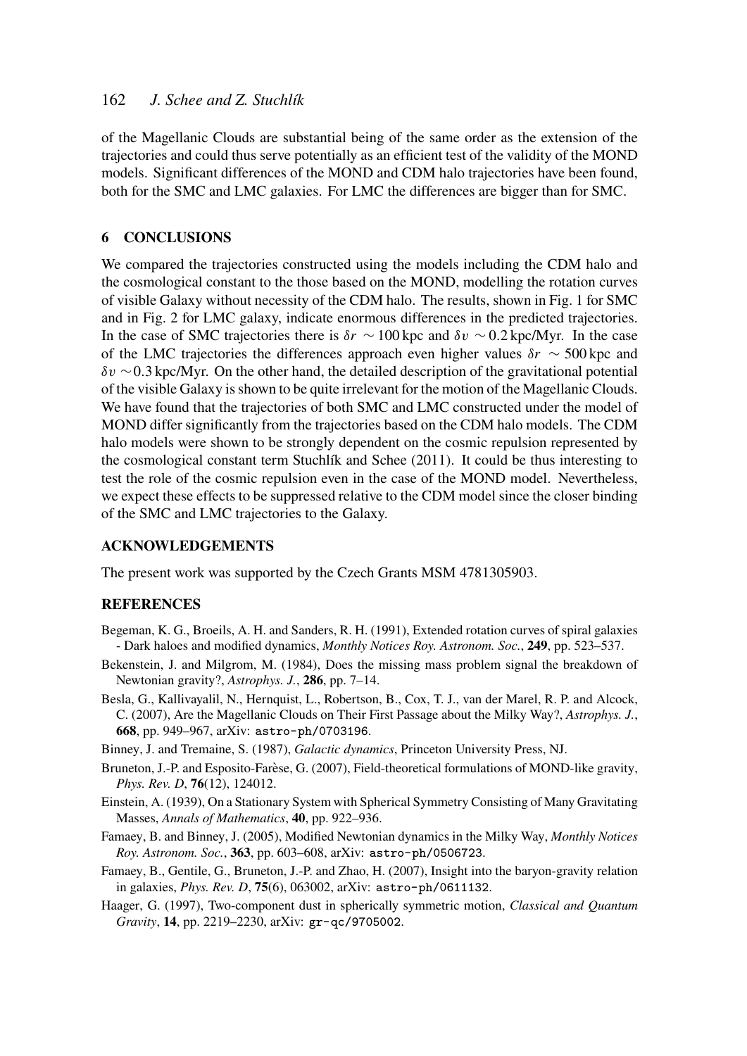of the Magellanic Clouds are substantial being of the same order as the extension of the trajectories and could thus serve potentially as an efficient test of the validity of the MOND models. Significant differences of the MOND and CDM halo trajectories have been found, both for the SMC and LMC galaxies. For LMC the differences are bigger than for SMC.

## 6 CONCLUSIONS

We compared the trajectories constructed using the models including the CDM halo and the cosmological constant to the those based on the MOND, modelling the rotation curves of visible Galaxy without necessity of the CDM halo. The results, shown in Fig. 1 for SMC and in Fig. 2 for LMC galaxy, indicate enormous differences in the predicted trajectories. In the case of SMC trajectories there is $\delta r \sim 100$ kpc and $\delta v \sim 0.2$ kpc/Myr. In the case of the LMC trajectories the differences approach even higher values $\delta r \sim 500$ kpc and $\delta v \sim 0.3$ kpc/Myr. On the other hand, the detailed description of the gravitational potential of the visible Galaxy is shown to be quite irrelevant for the motion of the Magellanic Clouds. We have found that the trajectories of both SMC and LMC constructed under the model of MOND differ significantly from the trajectories based on the CDM halo models. The CDM halo models were shown to be strongly dependent on the cosmic repulsion represented by the cosmological constant term Stuchlík and Schee (2011). It could be thus interesting to test the role of the cosmic repulsion even in the case of the MOND model. Nevertheless, we expect these effects to be suppressed relative to the CDM model since the closer binding of the SMC and LMC trajectories to the Galaxy.

### ACKNOWLEDGEMENTS

The present work was supported by the Czech Grants MSM 4781305903.

### REFERENCES

Begeman, K. G., Broeils, A. H. and Sanders, R. H. (1991), Extended rotation curves of spiral galaxies - Dark haloes and modified dynamics, *Monthly Notices Roy. Astronom. Soc.*, **249**, pp. 523–537.

Bekenstein, J. and Milgrom, M. (1984), Does the missing mass problem signal the breakdown of Newtonian gravity?, *Astrophys. J.*, **286**, pp. 7–14.

Besla, G., Kallivayalil, N., Hernquist, L., Robertson, B., Cox, T. J., van der Marel, R. P. and Alcock, C. (2007), Are the Magellanic Clouds on Their First Passage about the Milky Way?, *Astrophys. J.*, **668**, pp. 949–967, arXiv: astro-ph/0703196.

Binney, J. and Tremaine, S. (1987), *Galactic dynamics*, Princeton University Press, NJ.

Bruneton, J.-P. and Esposito-Farèse, G. (2007), Field-theoretical formulations of MOND-like gravity, *Phys. Rev. D*, **76**(12), 124012.

Einstein, A. (1939), On a Stationary System with Spherical Symmetry Consisting of Many Gravitating Masses, *Annals of Mathematics*, **40**, pp. 922–936.

Famaey, B. and Binney, J. (2005), Modified Newtonian dynamics in the Milky Way, *Monthly Notices Roy. Astronom. Soc.*, **363**, pp. 603–608, arXiv: astro-ph/0506723.

Famaey, B., Gentile, G., Bruneton, J.-P. and Zhao, H. (2007), Insight into the baryon-gravity relation in galaxies, *Phys. Rev. D*, **75**(6), 063002, arXiv: astro-ph/0611132.

Haager, G. (1997), Two-component dust in spherically symmetric motion, *Classical and Quantum Gravity*, **14**, pp. 2219–2230, arXiv: gr-qc/9705002.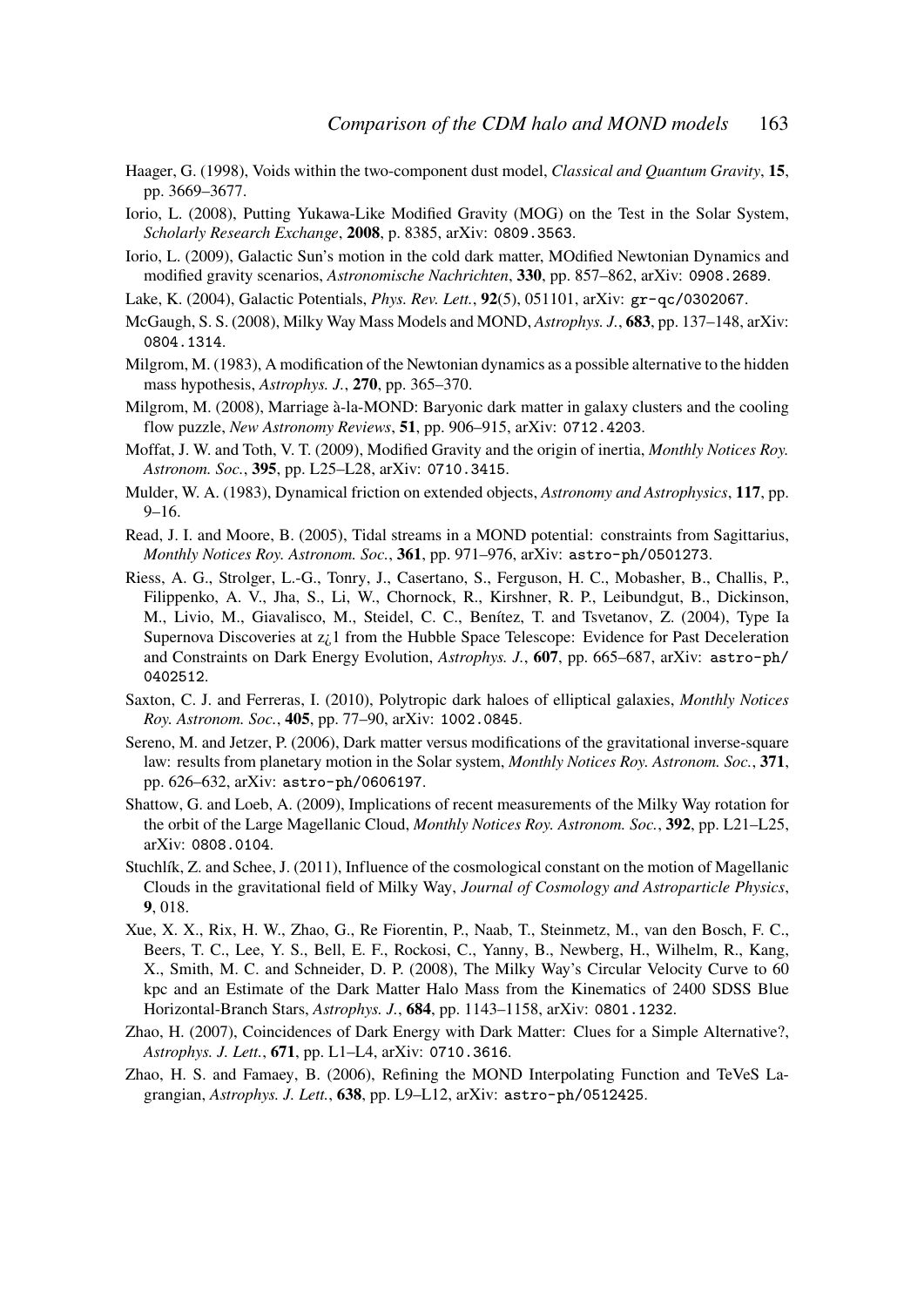Haager, G. (1998), Voids within the two-component dust model, *Classical and Quantum Gravity*, **15**, pp. 3669–3677.

Iorio, L. (2008), Putting Yukawa-Like Modified Gravity (MOG) on the Test in the Solar System, *Scholarly Research Exchange*, **2008**, p. 8385, arXiv: 0809.3563.

Iorio, L. (2009), Galactic Sun's motion in the cold dark matter, MOdified Newtonian Dynamics and modified gravity scenarios, *Astronomische Nachrichten*, **330**, pp. 857–862, arXiv: 0908.2689.

Lake, K. (2004), Galactic Potentials, *Phys. Rev. Lett.*, **92**(5), 051101, arXiv: gr-qc/0302067.

McGaugh, S. S. (2008), Milky Way Mass Models and MOND, *Astrophys. J.*, **683**, pp. 137–148, arXiv: 0804.1314.

Milgrom, M. (1983), A modification of the Newtonian dynamics as a possible alternative to the hidden mass hypothesis, *Astrophys. J.*, **270**, pp. 365–370.

Milgrom, M. (2008), Marriage à-la-MOND: Baryonic dark matter in galaxy clusters and the cooling flow puzzle, *New Astronomy Reviews*, **51**, pp. 906–915, arXiv: 0712.4203.

Moffat, J. W. and Toth, V. T. (2009), Modified Gravity and the origin of inertia, *Monthly Notices Roy. Astronom. Soc.*, **395**, pp. L25–L28, arXiv: 0710.3415.

Mulder, W. A. (1983), Dynamical friction on extended objects, *Astronomy and Astrophysics*, **117**, pp. 9–16.

Read, J. I. and Moore, B. (2005), Tidal streams in a MOND potential: constraints from Sagittarius, *Monthly Notices Roy. Astronom. Soc.*, **361**, pp. 971–976, arXiv: astro-ph/0501273.

Riess, A. G., Strolger, L.-G., Tonry, J., Casertano, S., Ferguson, H. C., Mobasher, B., Challis, P., Filippenko, A. V., Jha, S., Li, W., Chornock, R., Kirshner, R. P., Leibundgut, B., Dickinson, M., Livio, M., Giavalisco, M., Steidel, C. C., Benítez, T. and Tsvetanov, Z. (2004), Type Ia Supernova Discoveries at z¿1 from the Hubble Space Telescope: Evidence for Past Deceleration and Constraints on Dark Energy Evolution, *Astrophys. J.*, **607**, pp. 665–687, arXiv: astro-ph/0402512.

Saxton, C. J. and Ferreras, I. (2010), Polytropic dark haloes of elliptical galaxies, *Monthly Notices Roy. Astronom. Soc.*, **405**, pp. 77–90, arXiv: 1002.0845.

Sereno, M. and Jetzer, P. (2006), Dark matter versus modifications of the gravitational inverse-square law: results from planetary motion in the Solar system, *Monthly Notices Roy. Astronom. Soc.*, **371**, pp. 626–632, arXiv: astro-ph/0606197.

Shattow, G. and Loeb, A. (2009), Implications of recent measurements of the Milky Way rotation for the orbit of the Large Magellanic Cloud, *Monthly Notices Roy. Astronom. Soc.*, **392**, pp. L21–L25, arXiv: 0808.0104.

Stuchlík, Z. and Schee, J. (2011), Influence of the cosmological constant on the motion of Magellanic Clouds in the gravitational field of Milky Way, *Journal of Cosmology and Astroparticle Physics*, **9**, 018.

Xue, X. X., Rix, H. W., Zhao, G., Re Fiorentin, P., Naab, T., Steinmetz, M., van den Bosch, F. C., Beers, T. C., Lee, Y. S., Bell, E. F., Rockosi, C., Yanny, B., Newberg, H., Wilhelm, R., Kang, X., Smith, M. C. and Schneider, D. P. (2008), The Milky Way's Circular Velocity Curve to 60 kpc and an Estimate of the Dark Matter Halo Mass from the Kinematics of 2400 SDSS Blue Horizontal-Branch Stars, *Astrophys. J.*, **684**, pp. 1143–1158, arXiv: 0801.1232.

Zhao, H. (2007), Coincidences of Dark Energy with Dark Matter: Clues for a Simple Alternative?, *Astrophys. J. Lett.*, **671**, pp. L1–L4, arXiv: 0710.3616.

Zhao, H. S. and Famaey, B. (2006), Refining the MOND Interpolating Function and TeVeS Lagrangian, *Astrophys. J. Lett.*, **638**, pp. L9–L12, arXiv: astro-ph/0512425.